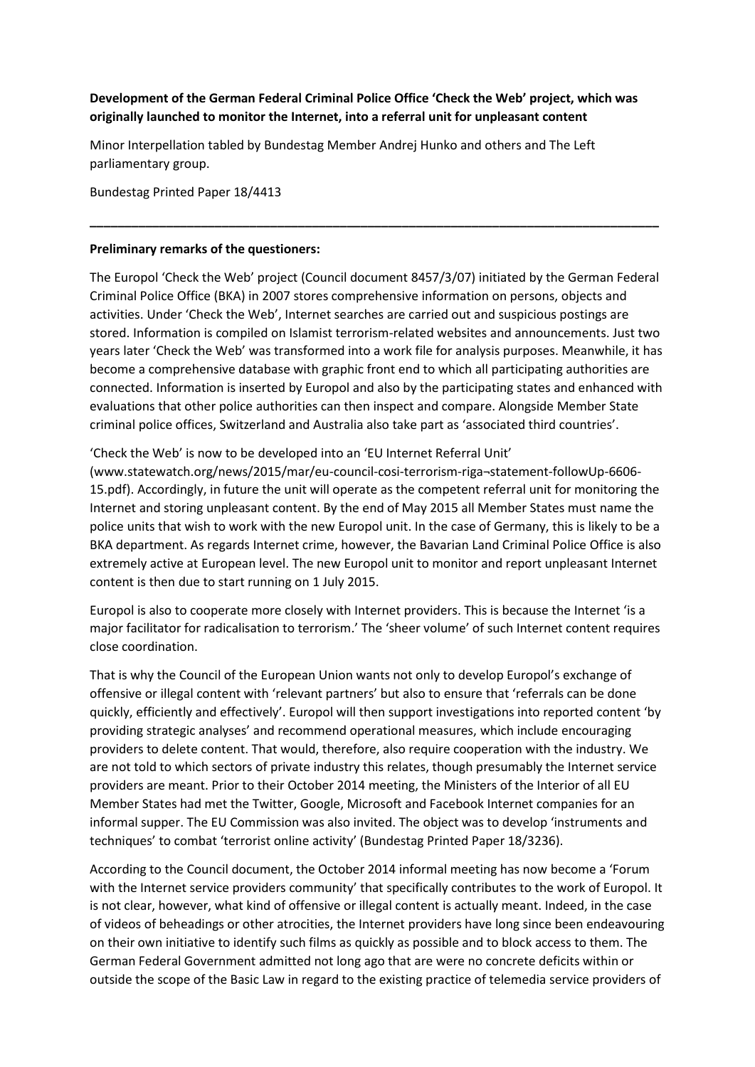**Development of the German Federal Criminal Police Office 'Check the Web' project, which was originally launched to monitor the Internet, into a referral unit for unpleasant content**

Minor Interpellation tabled by Bundestag Member Andrej Hunko and others and The Left parliamentary group.

Bundestag Printed Paper 18/4413

---

**Preliminary remarks of the questioners:**

The Europol 'Check the Web' project (Council document 8457/3/07) initiated by the German Federal Criminal Police Office (BKA) in 2007 stores comprehensive information on persons, objects and activities. Under 'Check the Web', Internet searches are carried out and suspicious postings are stored. Information is compiled on Islamist terrorism-related websites and announcements. Just two years later 'Check the Web' was transformed into a work file for analysis purposes. Meanwhile, it has become a comprehensive database with graphic front end to which all participating authorities are connected. Information is inserted by Europol and also by the participating states and enhanced with evaluations that other police authorities can then inspect and compare. Alongside Member State criminal police offices, Switzerland and Australia also take part as 'associated third countries'.

'Check the Web' is now to be developed into an 'EU Internet Referral Unit' (www.statewatch.org/news/2015/mar/eu-council-cosi-terrorism-riga¬statement-followUp-6606-15.pdf). Accordingly, in future the unit will operate as the competent referral unit for monitoring the Internet and storing unpleasant content. By the end of May 2015 all Member States must name the police units that wish to work with the new Europol unit. In the case of Germany, this is likely to be a BKA department. As regards Internet crime, however, the Bavarian Land Criminal Police Office is also extremely active at European level. The new Europol unit to monitor and report unpleasant Internet content is then due to start running on 1 July 2015.

Europol is also to cooperate more closely with Internet providers. This is because the Internet 'is a major facilitator for radicalisation to terrorism.' The 'sheer volume' of such Internet content requires close coordination.

That is why the Council of the European Union wants not only to develop Europol's exchange of offensive or illegal content with 'relevant partners' but also to ensure that 'referrals can be done quickly, efficiently and effectively'. Europol will then support investigations into reported content 'by providing strategic analyses' and recommend operational measures, which include encouraging providers to delete content. That would, therefore, also require cooperation with the industry. We are not told to which sectors of private industry this relates, though presumably the Internet service providers are meant. Prior to their October 2014 meeting, the Ministers of the Interior of all EU Member States had met the Twitter, Google, Microsoft and Facebook Internet companies for an informal supper. The EU Commission was also invited. The object was to develop 'instruments and techniques' to combat 'terrorist online activity' (Bundestag Printed Paper 18/3236).

According to the Council document, the October 2014 informal meeting has now become a 'Forum with the Internet service providers community' that specifically contributes to the work of Europol. It is not clear, however, what kind of offensive or illegal content is actually meant. Indeed, in the case of videos of beheadings or other atrocities, the Internet providers have long since been endeavouring on their own initiative to identify such films as quickly as possible and to block access to them. The German Federal Government admitted not long ago that are were no concrete deficits within or outside the scope of the Basic Law in regard to the existing practice of telemedia service providers of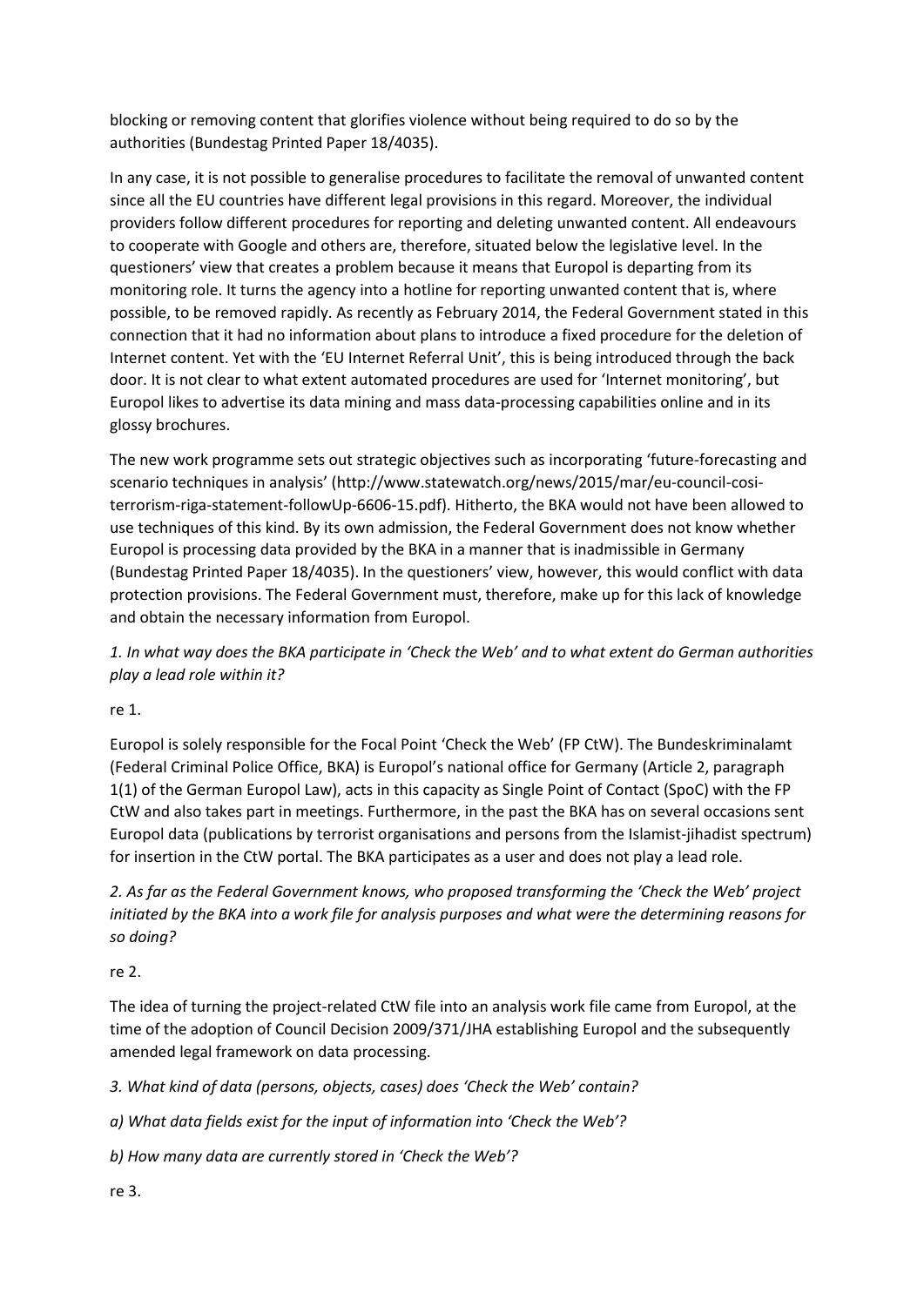blocking or removing content that glorifies violence without being required to do so by the authorities (Bundestag Printed Paper 18/4035).

In any case, it is not possible to generalise procedures to facilitate the removal of unwanted content since all the EU countries have different legal provisions in this regard. Moreover, the individual providers follow different procedures for reporting and deleting unwanted content. All endeavours to cooperate with Google and others are, therefore, situated below the legislative level. In the questioners' view that creates a problem because it means that Europol is departing from its monitoring role. It turns the agency into a hotline for reporting unwanted content that is, where possible, to be removed rapidly. As recently as February 2014, the Federal Government stated in this connection that it had no information about plans to introduce a fixed procedure for the deletion of Internet content. Yet with the 'EU Internet Referral Unit', this is being introduced through the back door. It is not clear to what extent automated procedures are used for 'Internet monitoring', but Europol likes to advertise its data mining and mass data-processing capabilities online and in its glossy brochures.

The new work programme sets out strategic objectives such as incorporating 'future-forecasting and scenario techniques in analysis' (http://www.statewatch.org/news/2015/mar/eu-council-cosi-terrorism-riga-statement-followUp-6606-15.pdf). Hitherto, the BKA would not have been allowed to use techniques of this kind. By its own admission, the Federal Government does not know whether Europol is processing data provided by the BKA in a manner that is inadmissible in Germany (Bundestag Printed Paper 18/4035). In the questioners' view, however, this would conflict with data protection provisions. The Federal Government must, therefore, make up for this lack of knowledge and obtain the necessary information from Europol.

*1. In what way does the BKA participate in 'Check the Web' and to what extent do German authorities play a lead role within it?*

re 1.

Europol is solely responsible for the Focal Point 'Check the Web' (FP CtW). The Bundeskriminalamt (Federal Criminal Police Office, BKA) is Europol's national office for Germany (Article 2, paragraph 1(1) of the German Europol Law), acts in this capacity as Single Point of Contact (SpoC) with the FP CtW and also takes part in meetings. Furthermore, in the past the BKA has on several occasions sent Europol data (publications by terrorist organisations and persons from the Islamist-jihadist spectrum) for insertion in the CtW portal. The BKA participates as a user and does not play a lead role.

*2. As far as the Federal Government knows, who proposed transforming the 'Check the Web' project initiated by the BKA into a work file for analysis purposes and what were the determining reasons for so doing?*

re 2.

The idea of turning the project-related CtW file into an analysis work file came from Europol, at the time of the adoption of Council Decision 2009/371/JHA establishing Europol and the subsequently amended legal framework on data processing.

*3. What kind of data (persons, objects, cases) does 'Check the Web' contain?*

*a) What data fields exist for the input of information into 'Check the Web'?*

*b) How many data are currently stored in 'Check the Web'?*

re 3.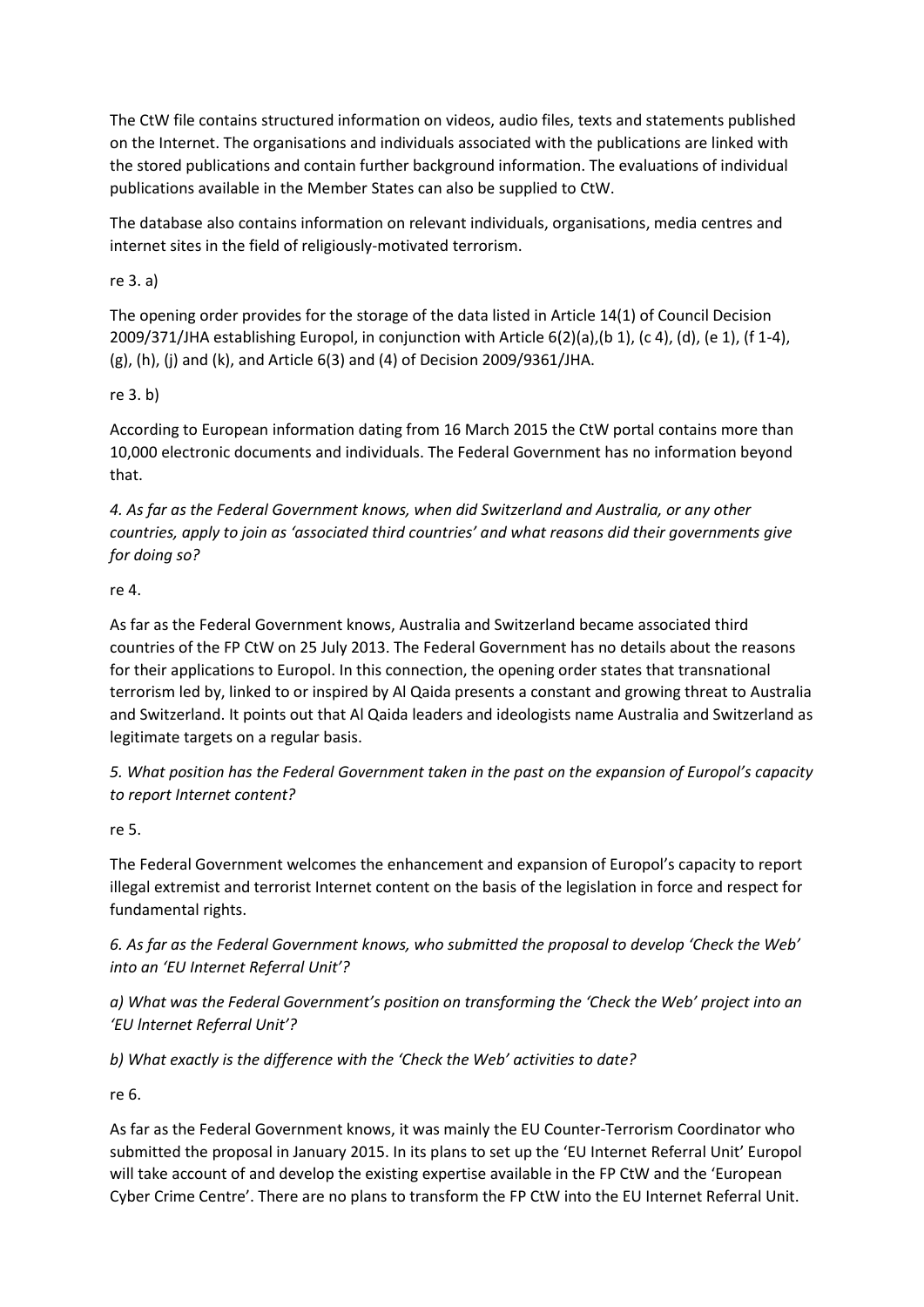The CtW file contains structured information on videos, audio files, texts and statements published on the Internet. The organisations and individuals associated with the publications are linked with the stored publications and contain further background information. The evaluations of individual publications available in the Member States can also be supplied to CtW.

The database also contains information on relevant individuals, organisations, media centres and internet sites in the field of religiously-motivated terrorism.

re 3. a)

The opening order provides for the storage of the data listed in Article 14(1) of Council Decision 2009/371/JHA establishing Europol, in conjunction with Article 6(2)(a),(b 1), (c 4), (d), (e 1), (f 1-4), (g), (h), (j) and (k), and Article 6(3) and (4) of Decision 2009/9361/JHA.

re 3. b)

According to European information dating from 16 March 2015 the CtW portal contains more than 10,000 electronic documents and individuals. The Federal Government has no information beyond that.

*4. As far as the Federal Government knows, when did Switzerland and Australia, or any other countries, apply to join as 'associated third countries' and what reasons did their governments give for doing so?*

re 4.

As far as the Federal Government knows, Australia and Switzerland became associated third countries of the FP CtW on 25 July 2013. The Federal Government has no details about the reasons for their applications to Europol. In this connection, the opening order states that transnational terrorism led by, linked to or inspired by Al Qaida presents a constant and growing threat to Australia and Switzerland. It points out that Al Qaida leaders and ideologists name Australia and Switzerland as legitimate targets on a regular basis.

*5. What position has the Federal Government taken in the past on the expansion of Europol's capacity to report Internet content?*

re 5.

The Federal Government welcomes the enhancement and expansion of Europol's capacity to report illegal extremist and terrorist Internet content on the basis of the legislation in force and respect for fundamental rights.

*6. As far as the Federal Government knows, who submitted the proposal to develop 'Check the Web' into an 'EU Internet Referral Unit'?*

*a) What was the Federal Government's position on transforming the 'Check the Web' project into an 'EU lnternet Referral Unit'?*

*b) What exactly is the difference with the 'Check the Web' activities to date?*

re 6.

As far as the Federal Government knows, it was mainly the EU Counter-Terrorism Coordinator who submitted the proposal in January 2015. In its plans to set up the 'EU Internet Referral Unit' Europol will take account of and develop the existing expertise available in the FP CtW and the 'European Cyber Crime Centre'. There are no plans to transform the FP CtW into the EU Internet Referral Unit.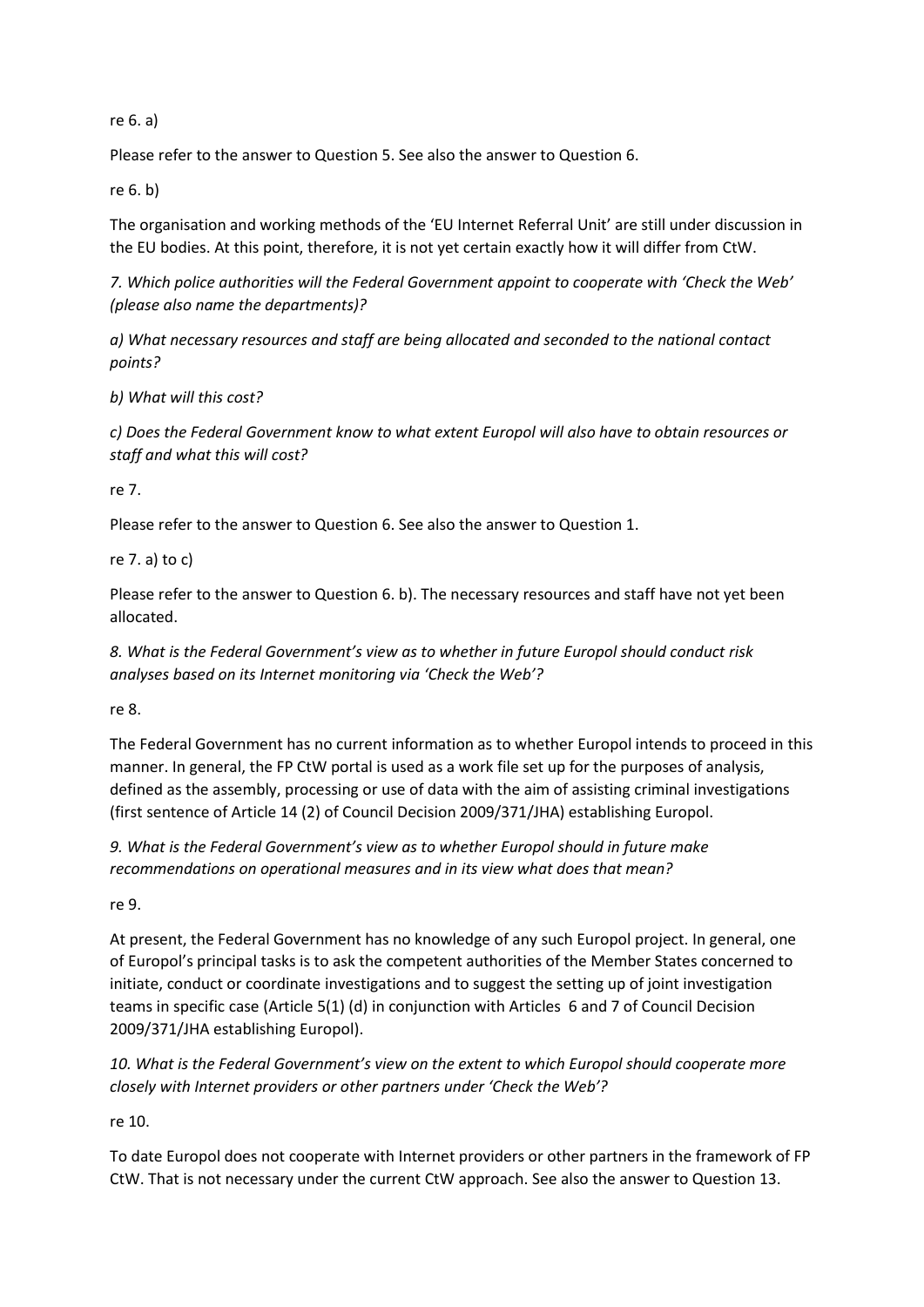re 6. a)

Please refer to the answer to Question 5. See also the answer to Question 6.

re 6. b)

The organisation and working methods of the 'EU Internet Referral Unit' are still under discussion in the EU bodies. At this point, therefore, it is not yet certain exactly how it will differ from CtW.

*7. Which police authorities will the Federal Government appoint to cooperate with 'Check the Web' (please also name the departments)?*

*a) What necessary resources and staff are being allocated and seconded to the national contact points?*

*b) What will this cost?*

*c) Does the Federal Government know to what extent Europol will also have to obtain resources or staff and what this will cost?*

re 7.

Please refer to the answer to Question 6. See also the answer to Question 1.

re 7. a) to c)

Please refer to the answer to Question 6. b). The necessary resources and staff have not yet been allocated.

*8. What is the Federal Government's view as to whether in future Europol should conduct risk analyses based on its Internet monitoring via 'Check the Web'?*

re 8.

The Federal Government has no current information as to whether Europol intends to proceed in this manner. In general, the FP CtW portal is used as a work file set up for the purposes of analysis, defined as the assembly, processing or use of data with the aim of assisting criminal investigations (first sentence of Article 14 (2) of Council Decision 2009/371/JHA) establishing Europol.

*9. What is the Federal Government's view as to whether Europol should in future make recommendations on operational measures and in its view what does that mean?*

re 9.

At present, the Federal Government has no knowledge of any such Europol project. In general, one of Europol's principal tasks is to ask the competent authorities of the Member States concerned to initiate, conduct or coordinate investigations and to suggest the setting up of joint investigation teams in specific case (Article 5(1) (d) in conjunction with Articles 6 and 7 of Council Decision 2009/371/JHA establishing Europol).

*10. What is the Federal Government's view on the extent to which Europol should cooperate more closely with Internet providers or other partners under 'Check the Web'?*

re 10.

To date Europol does not cooperate with Internet providers or other partners in the framework of FP CtW. That is not necessary under the current CtW approach. See also the answer to Question 13.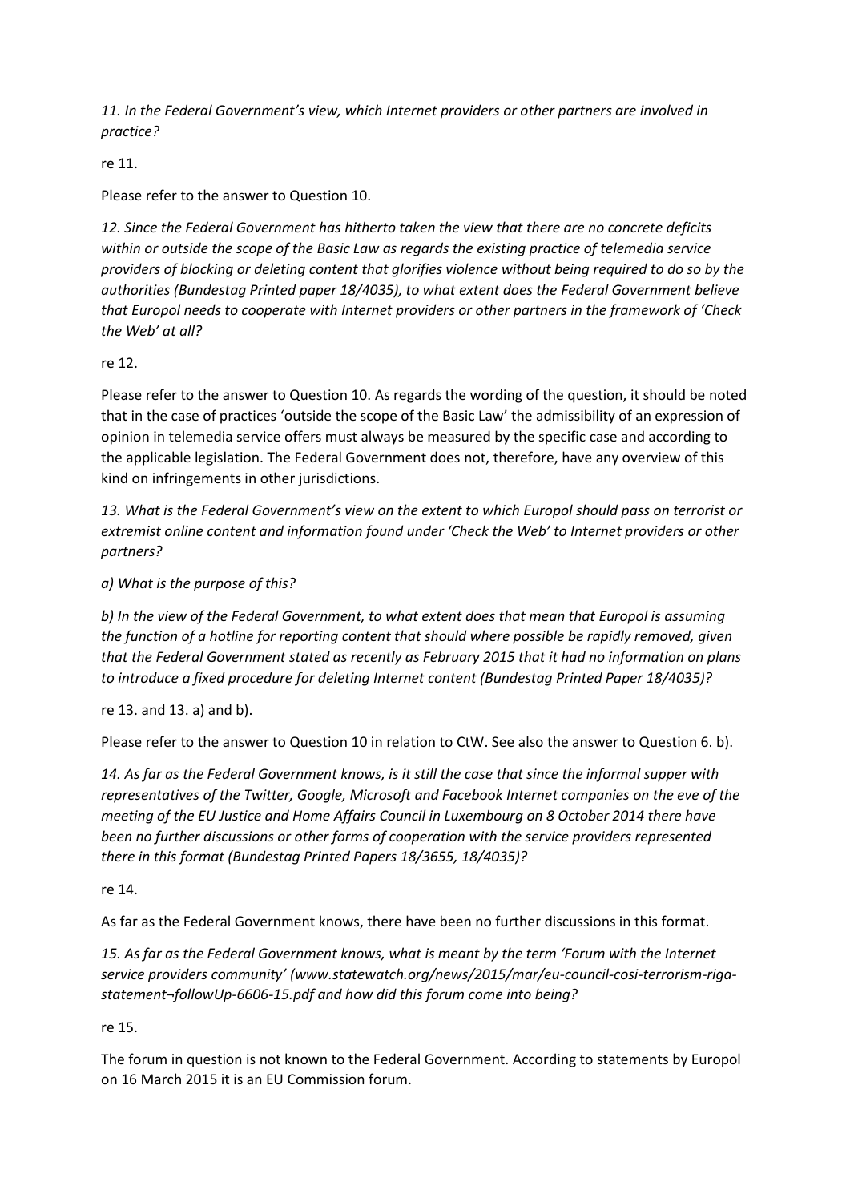*11. In the Federal Government's view, which Internet providers or other partners are involved in practice?*

re 11.

Please refer to the answer to Question 10.

*12. Since the Federal Government has hitherto taken the view that there are no concrete deficits within or outside the scope of the Basic Law as regards the existing practice of telemedia service providers of blocking or deleting content that glorifies violence without being required to do so by the authorities (Bundestag Printed paper 18/4035), to what extent does the Federal Government believe that Europol needs to cooperate with Internet providers or other partners in the framework of 'Check the Web' at all?*

re 12.

Please refer to the answer to Question 10. As regards the wording of the question, it should be noted that in the case of practices 'outside the scope of the Basic Law' the admissibility of an expression of opinion in telemedia service offers must always be measured by the specific case and according to the applicable legislation. The Federal Government does not, therefore, have any overview of this kind on infringements in other jurisdictions.

*13. What is the Federal Government's view on the extent to which Europol should pass on terrorist or extremist online content and information found under 'Check the Web' to Internet providers or other partners?*

*a) What is the purpose of this?*

*b) In the view of the Federal Government, to what extent does that mean that Europol is assuming the function of a hotline for reporting content that should where possible be rapidly removed, given that the Federal Government stated as recently as February 2015 that it had no information on plans to introduce a fixed procedure for deleting Internet content (Bundestag Printed Paper 18/4035)?*

re 13. and 13. a) and b).

Please refer to the answer to Question 10 in relation to CtW. See also the answer to Question 6. b).

*14. As far as the Federal Government knows, is it still the case that since the informal supper with representatives of the Twitter, Google, Microsoft and Facebook Internet companies on the eve of the meeting of the EU Justice and Home Affairs Council in Luxembourg on 8 October 2014 there have been no further discussions or other forms of cooperation with the service providers represented there in this format (Bundestag Printed Papers 18/3655, 18/4035)?*

re 14.

As far as the Federal Government knows, there have been no further discussions in this format.

*15. As far as the Federal Government knows, what is meant by the term 'Forum with the Internet service providers community' (www.statewatch.org/news/2015/mar/eu-council-cosi-terrorism-riga-statement¬followUp-6606-15.pdf and how did this forum come into being?*

re 15.

The forum in question is not known to the Federal Government. According to statements by Europol on 16 March 2015 it is an EU Commission forum.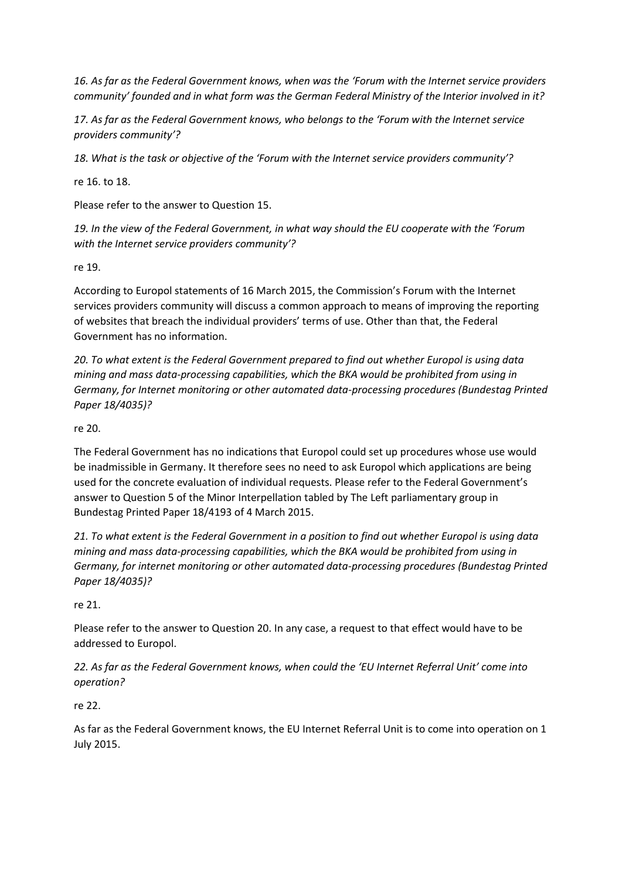*16. As far as the Federal Government knows, when was the 'Forum with the Internet service providers community' founded and in what form was the German Federal Ministry of the Interior involved in it?*

*17. As far as the Federal Government knows, who belongs to the 'Forum with the Internet service providers community'?*

*18. What is the task or objective of the 'Forum with the Internet service providers community'?*

re 16. to 18.

Please refer to the answer to Question 15.

*19. In the view of the Federal Government, in what way should the EU cooperate with the 'Forum with the Internet service providers community'?*

re 19.

According to Europol statements of 16 March 2015, the Commission's Forum with the Internet services providers community will discuss a common approach to means of improving the reporting of websites that breach the individual providers' terms of use. Other than that, the Federal Government has no information.

*20. To what extent is the Federal Government prepared to find out whether Europol is using data mining and mass data-processing capabilities, which the BKA would be prohibited from using in Germany, for Internet monitoring or other automated data-processing procedures (Bundestag Printed Paper 18/4035)?*

re 20.

The Federal Government has no indications that Europol could set up procedures whose use would be inadmissible in Germany. It therefore sees no need to ask Europol which applications are being used for the concrete evaluation of individual requests. Please refer to the Federal Government's answer to Question 5 of the Minor Interpellation tabled by The Left parliamentary group in Bundestag Printed Paper 18/4193 of 4 March 2015.

*21. To what extent is the Federal Government in a position to find out whether Europol is using data mining and mass data-processing capabilities, which the BKA would be prohibited from using in Germany, for internet monitoring or other automated data-processing procedures (Bundestag Printed Paper 18/4035)?*

re 21.

Please refer to the answer to Question 20. In any case, a request to that effect would have to be addressed to Europol.

*22. As far as the Federal Government knows, when could the 'EU Internet Referral Unit' come into operation?*

re 22.

As far as the Federal Government knows, the EU Internet Referral Unit is to come into operation on 1 July 2015.